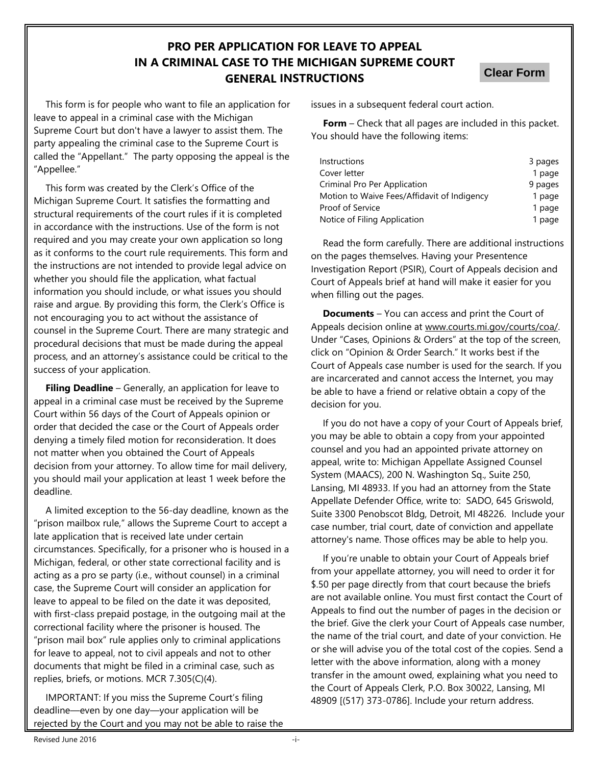# PRO PER APPLICATION FOR LEAVE TO APPEAL IN A CRIMINAL CASE TO THE MICHIGAN SUPREME COURT GENERAL INSTRUCTIONS

Clear Form

This form is for people who want to file an application for leave to appeal in a criminal case with the Michigan Supreme Court but don't have a lawyer to assist them. The party appealing the criminal case to the Supreme Court is called the "Appellant." The party opposing the appeal is the "Appellee."

This form was created by the Clerk's Office of the Michigan Supreme Court. It satisfies the formatting and structural requirements of the court rules if it is completed in accordance with the instructions. Use of the form is not required and you may create your own application so long as it conforms to the court rule requirements. This form and the instructions are not intended to provide legal advice on whether you should file the application, what factual information you should include, or what issues you should raise and argue. By providing this form, the Clerk's Office is not encouraging you to act without the assistance of counsel in the Supreme Court. There are many strategic and procedural decisions that must be made during the appeal process, and an attorney's assistance could be critical to the success of your application.

**Filing Deadline** – Generally, an application for leave to appeal in a criminal case must be received by the Supreme Court within 56 days of the Court of Appeals opinion or order that decided the case or the Court of Appeals order denying a timely filed motion for reconsideration. It does not matter when you obtained the Court of Appeals decision from your attorney. To allow time for mail delivery, you should mail your application at least 1 week before the deadline.

A limited exception to the 56-day deadline, known as the "prison mailbox rule," allows the Supreme Court to accept a late application that is received late under certain circumstances. Specifically, for a prisoner who is housed in a Michigan, federal, or other state correctional facility and is acting as a pro se party (i.e., without counsel) in a criminal case, the Supreme Court will consider an application for leave to appeal to be filed on the date it was deposited, with first-class prepaid postage, in the outgoing mail at the correctional facility where the prisoner is housed. The "prison mail box" rule applies only to criminal applications for leave to appeal, not to civil appeals and not to other documents that might be filed in a criminal case, such as replies, briefs, or motions. MCR 7.305(C)(4).

IMPORTANT: If you miss the Supreme Court's filing deadline—even by one day—your application will be rejected by the Court and you may not be able to raise the issues in a subsequent federal court action.

**Form** – Check that all pages are included in this packet. You should have the following items:

| | |
|---|---|
| Instructions | 3 pages |
| Cover letter | 1 page |
| Criminal Pro Per Application | 9 pages |
| Motion to Waive Fees/Affidavit of Indigency | 1 page |
| Proof of Service | 1 page |
| Notice of Filing Application | 1 page |

Read the form carefully. There are additional instructions on the pages themselves. Having your Presentence Investigation Report (PSIR), Court of Appeals decision and Court of Appeals brief at hand will make it easier for you when filling out the pages.

**Documents** – You can access and print the Court of Appeals decision online at www.courts.mi.gov/courts/coa/. Under "Cases, Opinions & Orders" at the top of the screen, click on "Opinion & Order Search." It works best if the Court of Appeals case number is used for the search. If you are incarcerated and cannot access the Internet, you may be able to have a friend or relative obtain a copy of the decision for you.

If you do not have a copy of your Court of Appeals brief, you may be able to obtain a copy from your appointed counsel and you had an appointed private attorney on appeal, write to: Michigan Appellate Assigned Counsel System (MAACS), 200 N. Washington Sq., Suite 250, Lansing, MI 48933. If you had an attorney from the State Appellate Defender Office, write to: SADO, 645 Griswold, Suite 3300 Penobscot Bldg, Detroit, MI 48226. Include your case number, trial court, date of conviction and appellate attorney's name. Those offices may be able to help you.

If you're unable to obtain your Court of Appeals brief from your appellate attorney, you will need to order it for $.50 per page directly from that court because the briefs are not available online. You must first contact the Court of Appeals to find out the number of pages in the decision or the brief. Give the clerk your Court of Appeals case number, the name of the trial court, and date of your conviction. He or she will advise you of the total cost of the copies. Send a letter with the above information, along with a money transfer in the amount owed, explaining what you need to the Court of Appeals Clerk, P.O. Box 30022, Lansing, MI 48909 [(517) 373-0786]. Include your return address.

Revised June 2016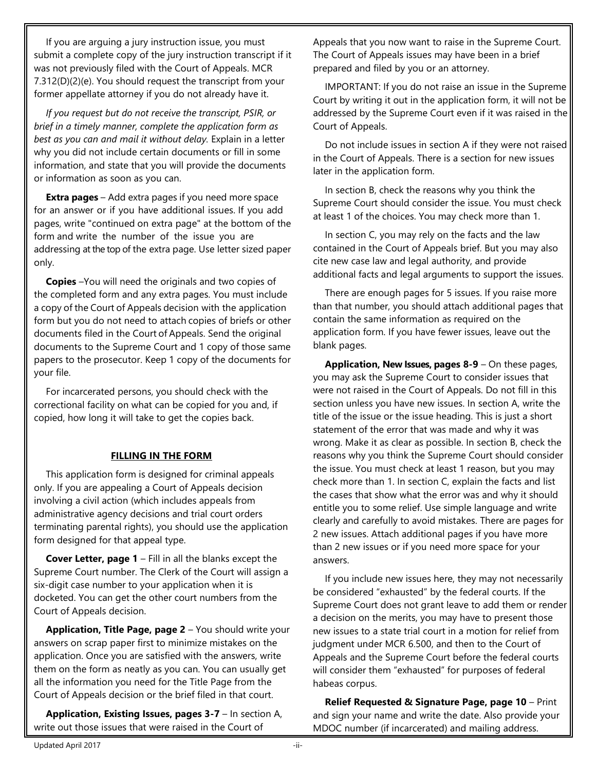If you are arguing a jury instruction issue, you must submit a complete copy of the jury instruction transcript if it was not previously filed with the Court of Appeals. MCR 7.312(D)(2)(e). You should request the transcript from your former appellate attorney if you do not already have it.

*If you request but do not receive the transcript, PSIR, or brief in a timely manner, complete the application form as best as you can and mail it without delay.* Explain in a letter why you did not include certain documents or fill in some information, and state that you will provide the documents or information as soon as you can.

**Extra pages** – Add extra pages if you need more space for an answer or if you have additional issues. If you add pages, write "continued on extra page" at the bottom of the form and write the number of the issue you are addressing at the top of the extra page. Use letter sized paper only.

**Copies** –You will need the originals and two copies of the completed form and any extra pages. You must include a copy of the Court of Appeals decision with the application form but you do not need to attach copies of briefs or other documents filed in the Court of Appeals. Send the original documents to the Supreme Court and 1 copy of those same papers to the prosecutor. Keep 1 copy of the documents for your file.

For incarcerated persons, you should check with the correctional facility on what can be copied for you and, if copied, how long it will take to get the copies back.

## FILLING IN THE FORM

This application form is designed for criminal appeals only. If you are appealing a Court of Appeals decision involving a civil action (which includes appeals from administrative agency decisions and trial court orders terminating parental rights), you should use the application form designed for that appeal type.

**Cover Letter, page 1** – Fill in all the blanks except the Supreme Court number. The Clerk of the Court will assign a six-digit case number to your application when it is docketed. You can get the other court numbers from the Court of Appeals decision.

**Application, Title Page, page 2** – You should write your answers on scrap paper first to minimize mistakes on the application. Once you are satisfied with the answers, write them on the form as neatly as you can. You can usually get all the information you need for the Title Page from the Court of Appeals decision or the brief filed in that court.

**Application, Existing Issues, pages 3-7** – In section A, write out those issues that were raised in the Court of Appeals that you now want to raise in the Supreme Court. The Court of Appeals issues may have been in a brief prepared and filed by you or an attorney.

IMPORTANT: If you do not raise an issue in the Supreme Court by writing it out in the application form, it will not be addressed by the Supreme Court even if it was raised in the Court of Appeals.

Do not include issues in section A if they were not raised in the Court of Appeals. There is a section for new issues later in the application form.

In section B, check the reasons why you think the Supreme Court should consider the issue. You must check at least 1 of the choices. You may check more than 1.

In section C, you may rely on the facts and the law contained in the Court of Appeals brief. But you may also cite new case law and legal authority, and provide additional facts and legal arguments to support the issues.

There are enough pages for 5 issues. If you raise more than that number, you should attach additional pages that contain the same information as required on the application form. If you have fewer issues, leave out the blank pages.

**Application, New Issues, pages 8-9** – On these pages, you may ask the Supreme Court to consider issues that were not raised in the Court of Appeals. Do not fill in this section unless you have new issues. In section A, write the title of the issue or the issue heading. This is just a short statement of the error that was made and why it was wrong. Make it as clear as possible. In section B, check the reasons why you think the Supreme Court should consider the issue. You must check at least 1 reason, but you may check more than 1. In section C, explain the facts and list the cases that show what the error was and why it should entitle you to some relief. Use simple language and write clearly and carefully to avoid mistakes. There are pages for 2 new issues. Attach additional pages if you have more than 2 new issues or if you need more space for your answers.

If you include new issues here, they may not necessarily be considered "exhausted" by the federal courts. If the Supreme Court does not grant leave to add them or render a decision on the merits, you may have to present those new issues to a state trial court in a motion for relief from judgment under MCR 6.500, and then to the Court of Appeals and the Supreme Court before the federal courts will consider them "exhausted" for purposes of federal habeas corpus.

**Relief Requested & Signature Page, page 10** – Print and sign your name and write the date. Also provide your MDOC number (if incarcerated) and mailing address.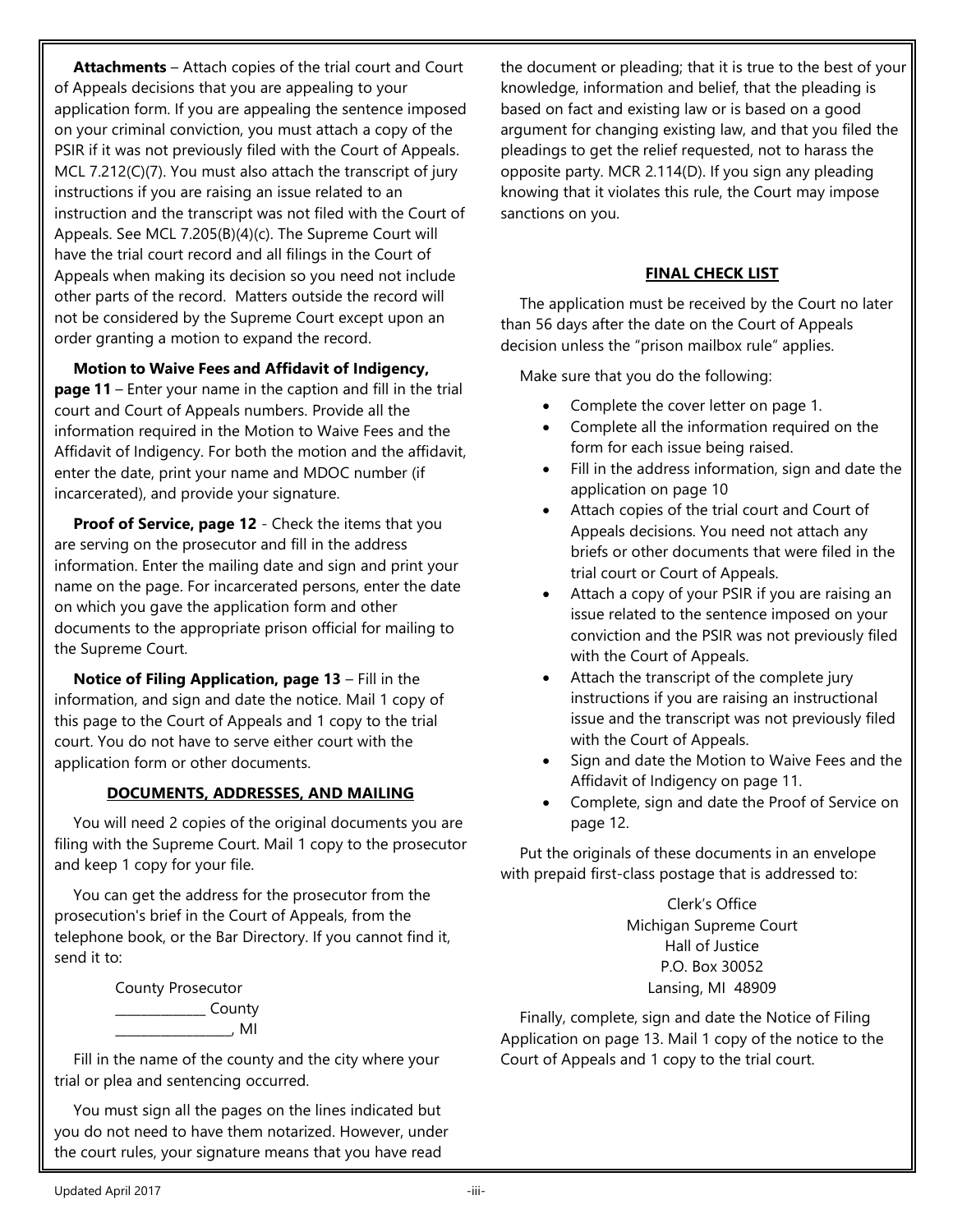**Attachments** – Attach copies of the trial court and Court of Appeals decisions that you are appealing to your application form. If you are appealing the sentence imposed on your criminal conviction, you must attach a copy of the PSIR if it was not previously filed with the Court of Appeals. MCL 7.212(C)(7). You must also attach the transcript of jury instructions if you are raising an issue related to an instruction and the transcript was not filed with the Court of Appeals. See MCL 7.205(B)(4)(c). The Supreme Court will have the trial court record and all filings in the Court of Appeals when making its decision so you need not include other parts of the record. Matters outside the record will not be considered by the Supreme Court except upon an order granting a motion to expand the record.

**Motion to Waive Fees and Affidavit of Indigency, page 11** – Enter your name in the caption and fill in the trial court and Court of Appeals numbers. Provide all the information required in the Motion to Waive Fees and the Affidavit of Indigency. For both the motion and the affidavit, enter the date, print your name and MDOC number (if incarcerated), and provide your signature.

**Proof of Service, page 12** - Check the items that you are serving on the prosecutor and fill in the address information. Enter the mailing date and sign and print your name on the page. For incarcerated persons, enter the date on which you gave the application form and other documents to the appropriate prison official for mailing to the Supreme Court.

**Notice of Filing Application, page 13** – Fill in the information, and sign and date the notice. Mail 1 copy of this page to the Court of Appeals and 1 copy to the trial court. You do not have to serve either court with the application form or other documents.

## DOCUMENTS, ADDRESSES, AND MAILING

You will need 2 copies of the original documents you are filing with the Supreme Court. Mail 1 copy to the prosecutor and keep 1 copy for your file.

You can get the address for the prosecutor from the prosecution's brief in the Court of Appeals, from the telephone book, or the Bar Directory. If you cannot find it, send it to:

County Prosecutor
_____________ County
_________________, MI

Fill in the name of the county and the city where your trial or plea and sentencing occurred.

You must sign all the pages on the lines indicated but you do not need to have them notarized. However, under the court rules, your signature means that you have read the document or pleading; that it is true to the best of your knowledge, information and belief, that the pleading is based on fact and existing law or is based on a good argument for changing existing law, and that you filed the pleadings to get the relief requested, not to harass the opposite party. MCR 2.114(D). If you sign any pleading knowing that it violates this rule, the Court may impose sanctions on you.

## FINAL CHECK LIST

The application must be received by the Court no later than 56 days after the date on the Court of Appeals decision unless the "prison mailbox rule" applies.

Make sure that you do the following:

- Complete the cover letter on page 1.
- Complete all the information required on the form for each issue being raised.
- Fill in the address information, sign and date the application on page 10
- Attach copies of the trial court and Court of Appeals decisions. You need not attach any briefs or other documents that were filed in the trial court or Court of Appeals.
- Attach a copy of your PSIR if you are raising an issue related to the sentence imposed on your conviction and the PSIR was not previously filed with the Court of Appeals.
- Attach the transcript of the complete jury instructions if you are raising an instructional issue and the transcript was not previously filed with the Court of Appeals.
- Sign and date the Motion to Waive Fees and the Affidavit of Indigency on page 11.
- Complete, sign and date the Proof of Service on page 12.

Put the originals of these documents in an envelope with prepaid first-class postage that is addressed to:

Clerk's Office
Michigan Supreme Court
Hall of Justice
P.O. Box 30052
Lansing, MI 48909

Finally, complete, sign and date the Notice of Filing Application on page 13. Mail 1 copy of the notice to the Court of Appeals and 1 copy to the trial court.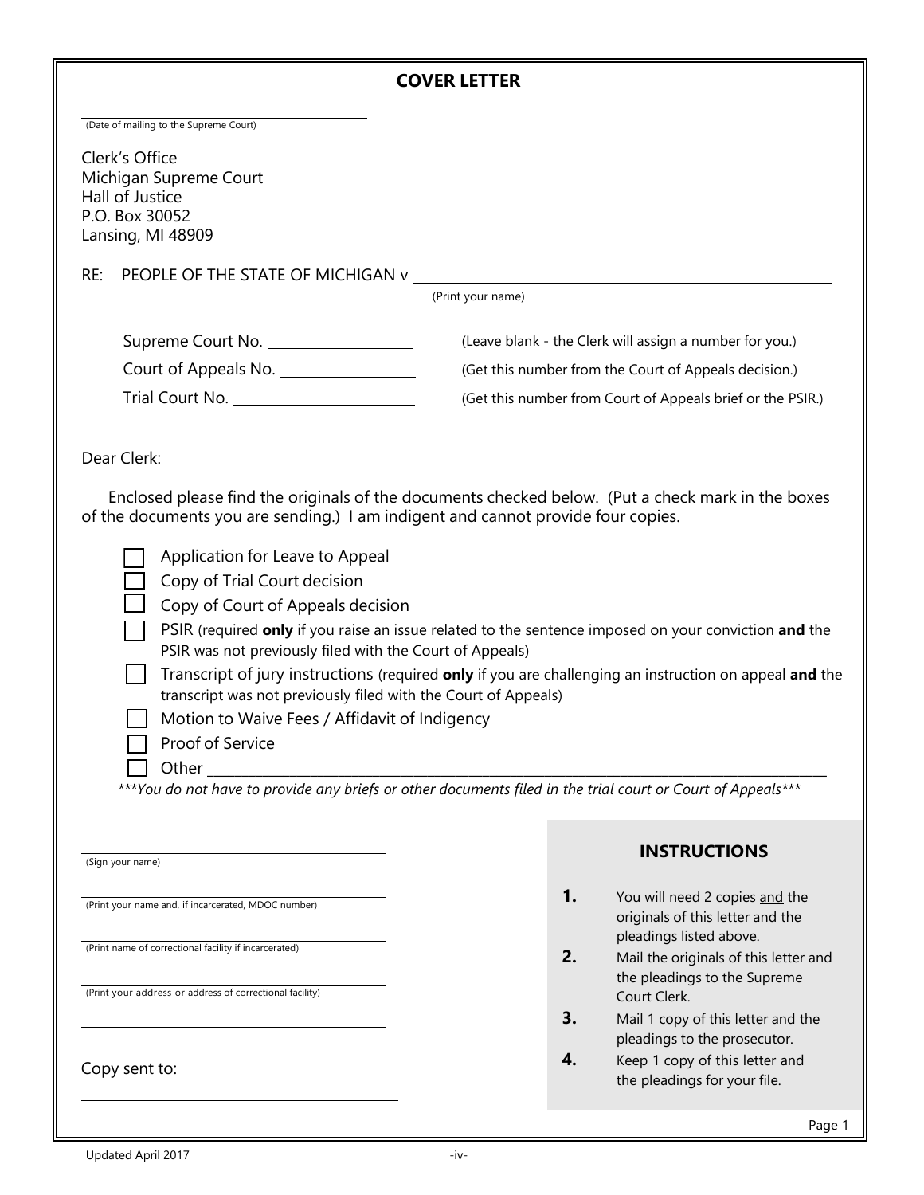# COVER LETTER

\_\_\_\_\_\_\_\_\_\_\_\_\_\_\_\_\_\_\_\_\_\_\_\_\_\_\_\_\_\_\_\_\_\_\_\_\_\_\_\_

(Date of mailing to the Supreme Court)

Clerk's Office
Michigan Supreme Court
Hall of Justice
P.O. Box 30052
Lansing, MI 48909

RE: PEOPLE OF THE STATE OF MICHIGAN v \_\_\_\_\_\_\_\_\_\_\_\_\_\_\_\_\_\_\_\_\_\_\_\_\_\_\_\_\_\_\_\_\_\_\_\_\_\_\_\_
(Print your name)

Supreme Court No. \_\_\_\_\_\_\_\_\_\_\_\_\_\_\_\_\_\_ (Leave blank - the Clerk will assign a number for you.)

Court of Appeals No. \_\_\_\_\_\_\_\_\_\_\_\_\_\_\_\_\_ (Get this number from the Court of Appeals decision.)

Trial Court No. \_\_\_\_\_\_\_\_\_\_\_\_\_\_\_\_\_\_\_\_\_\_ (Get this number from Court of Appeals brief or the PSIR.)

Dear Clerk:

Enclosed please find the originals of the documents checked below. (Put a check mark in the boxes of the documents you are sending.) I am indigent and cannot provide four copies.

- ☐ Application for Leave to Appeal
- ☐ Copy of Trial Court decision
- ☐ Copy of Court of Appeals decision
- ☐ PSIR (required **only** if you raise an issue related to the sentence imposed on your conviction **and** the PSIR was not previously filed with the Court of Appeals)
- ☐ Transcript of jury instructions (required **only** if you are challenging an instruction on appeal **and** the transcript was not previously filed with the Court of Appeals)
- ☐ Motion to Waive Fees / Affidavit of Indigency
- ☐ Proof of Service
- ☐ Other \_\_\_\_\_\_\_\_\_\_\_\_\_\_\_\_\_\_\_\_\_\_\_\_\_\_\_\_\_\_\_\_\_\_\_\_\_\_\_\_\_\_\_\_\_\_\_\_\_\_\_\_\_\_\_\_

****You do not have to provide any briefs or other documents filed in the trial court or Court of Appeals****

\_\_\_\_\_\_\_\_\_\_\_\_\_\_\_\_\_\_\_\_\_\_\_\_\_\_\_\_\_\_\_\_\_\_\_\_\_\_\_\_
(Sign your name)

\_\_\_\_\_\_\_\_\_\_\_\_\_\_\_\_\_\_\_\_\_\_\_\_\_\_\_\_\_\_\_\_\_\_\_\_\_\_\_\_
(Print your name and, if incarcerated, MDOC number)

\_\_\_\_\_\_\_\_\_\_\_\_\_\_\_\_\_\_\_\_\_\_\_\_\_\_\_\_\_\_\_\_\_\_\_\_\_\_\_\_
(Print name of correctional facility if incarcerated)

\_\_\_\_\_\_\_\_\_\_\_\_\_\_\_\_\_\_\_\_\_\_\_\_\_\_\_\_\_\_\_\_\_\_\_\_\_\_\_\_
(Print your address or address of correctional facility)

\_\_\_\_\_\_\_\_\_\_\_\_\_\_\_\_\_\_\_\_\_\_\_\_\_\_\_\_\_\_\_\_\_\_\_\_\_\_\_\_

Copy sent to:

\_\_\_\_\_\_\_\_\_\_\_\_\_\_\_\_\_\_\_\_\_\_\_\_\_\_\_\_\_\_\_\_\_\_\_\_\_\_\_\_

## INSTRUCTIONS

1. You will need 2 copies and the originals of this letter and the pleadings listed above.
2. Mail the originals of this letter and the pleadings to the Supreme Court Clerk.
3. Mail 1 copy of this letter and the pleadings to the prosecutor.
4. Keep 1 copy of this letter and the pleadings for your file.

Updated April 2017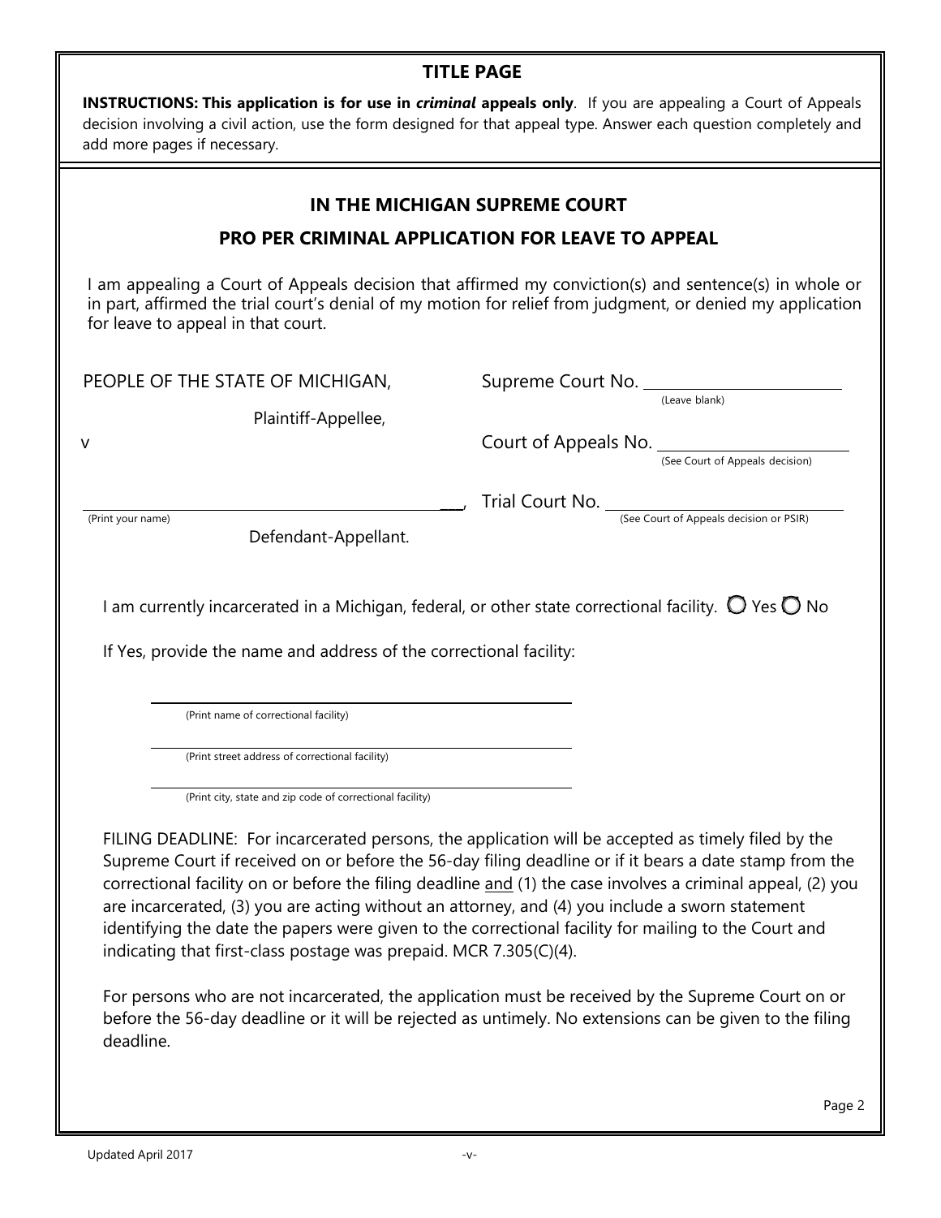## TITLE PAGE

**INSTRUCTIONS: This application is for use in *criminal* appeals only**. If you are appealing a Court of Appeals decision involving a civil action, use the form designed for that appeal type. Answer each question completely and add more pages if necessary.

## IN THE MICHIGAN SUPREME COURT

## PRO PER CRIMINAL APPLICATION FOR LEAVE TO APPEAL

I am appealing a Court of Appeals decision that affirmed my conviction(s) and sentence(s) in whole or in part, affirmed the trial court's denial of my motion for relief from judgment, or denied my application for leave to appeal in that court.

PEOPLE OF THE STATE OF MICHIGAN,

Plaintiff-Appellee,

v

______________________________,
(Print your name)

Defendant-Appellant.

Supreme Court No. ______________
(Leave blank)

Court of Appeals No. ______________
(See Court of Appeals decision)

Trial Court No. ______________
(See Court of Appeals decision or PSIR)

I am currently incarcerated in a Michigan, federal, or other state correctional facility. ◯ Yes ◯ No

If Yes, provide the name and address of the correctional facility:

______________________________
(Print name of correctional facility)

______________________________
(Print street address of correctional facility)

______________________________
(Print city, state and zip code of correctional facility)

FILING DEADLINE: For incarcerated persons, the application will be accepted as timely filed by the Supreme Court if received on or before the 56-day filing deadline or if it bears a date stamp from the correctional facility on or before the filing deadline and (1) the case involves a criminal appeal, (2) you are incarcerated, (3) you are acting without an attorney, and (4) you include a sworn statement identifying the date the papers were given to the correctional facility for mailing to the Court and indicating that first-class postage was prepaid. MCR 7.305(C)(4).

For persons who are not incarcerated, the application must be received by the Supreme Court on or before the 56-day deadline or it will be rejected as untimely. No extensions can be given to the filing deadline.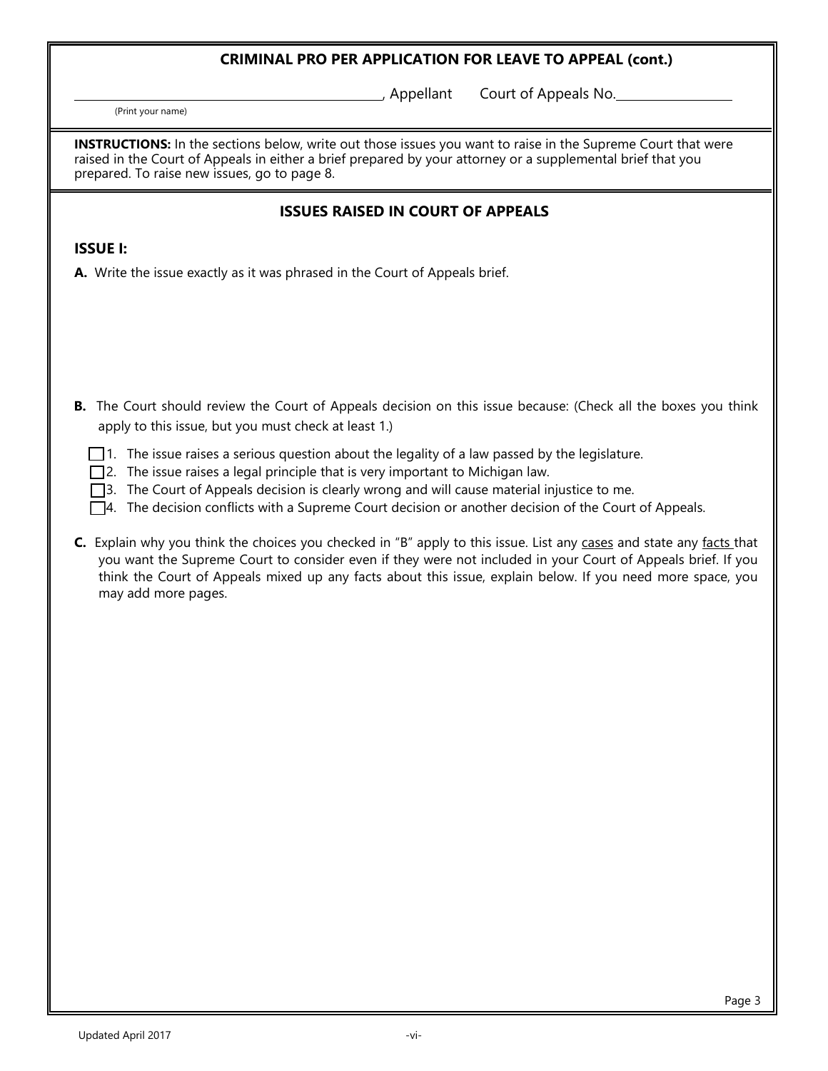## CRIMINAL PRO PER APPLICATION FOR LEAVE TO APPEAL (cont.)

\_\_\_\_\_\_\_\_\_\_\_\_\_\_\_\_\_\_\_\_\_\_\_\_\_\_\_\_\_\_\_\_\_\_\_\_, Appellant Court of Appeals No.\_\_\_\_\_\_\_\_\_\_\_\_\_\_

(Print your name)

**INSTRUCTIONS:** In the sections below, write out those issues you want to raise in the Supreme Court that were raised in the Court of Appeals in either a brief prepared by your attorney or a supplemental brief that you prepared. To raise new issues, go to page 8.

## ISSUES RAISED IN COURT OF APPEALS

### ISSUE I:

**A.** Write the issue exactly as it was phrased in the Court of Appeals brief.

**B.** The Court should review the Court of Appeals decision on this issue because: (Check all the boxes you think apply to this issue, but you must check at least 1.)

- ☐ 1. The issue raises a serious question about the legality of a law passed by the legislature.
- ☐ 2. The issue raises a legal principle that is very important to Michigan law.
- ☐ 3. The Court of Appeals decision is clearly wrong and will cause material injustice to me.
- ☐ 4. The decision conflicts with a Supreme Court decision or another decision of the Court of Appeals.

**C.** Explain why you think the choices you checked in "B" apply to this issue. List any <u>cases</u> and state any <u>facts</u> that you want the Supreme Court to consider even if they were not included in your Court of Appeals brief. If you think the Court of Appeals mixed up any facts about this issue, explain below. If you need more space, you may add more pages.

Updated April 2017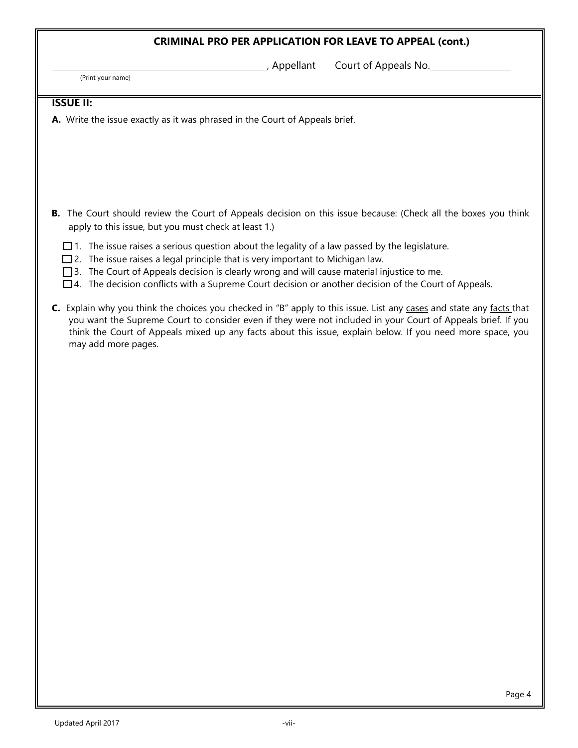## CRIMINAL PRO PER APPLICATION FOR LEAVE TO APPEAL (cont.)

\_\_\_\_\_\_\_\_\_\_\_\_\_\_\_\_\_\_\_\_\_\_\_\_\_\_\_\_\_\_\_\_, Appellant      Court of Appeals No.\_\_\_\_\_\_\_\_\_\_\_\_\_\_\_\_

(Print your name)

### ISSUE II:

**A.** Write the issue exactly as it was phrased in the Court of Appeals brief.

**B.** The Court should review the Court of Appeals decision on this issue because: (Check all the boxes you think apply to this issue, but you must check at least 1.)

- ☐ 1. The issue raises a serious question about the legality of a law passed by the legislature.
- ☐ 2. The issue raises a legal principle that is very important to Michigan law.
- ☐ 3. The Court of Appeals decision is clearly wrong and will cause material injustice to me.
- ☐ 4. The decision conflicts with a Supreme Court decision or another decision of the Court of Appeals.

**C.** Explain why you think the choices you checked in "B" apply to this issue. List any cases and state any facts that you want the Supreme Court to consider even if they were not included in your Court of Appeals brief. If you think the Court of Appeals mixed up any facts about this issue, explain below. If you need more space, you may add more pages.

Updated April 2017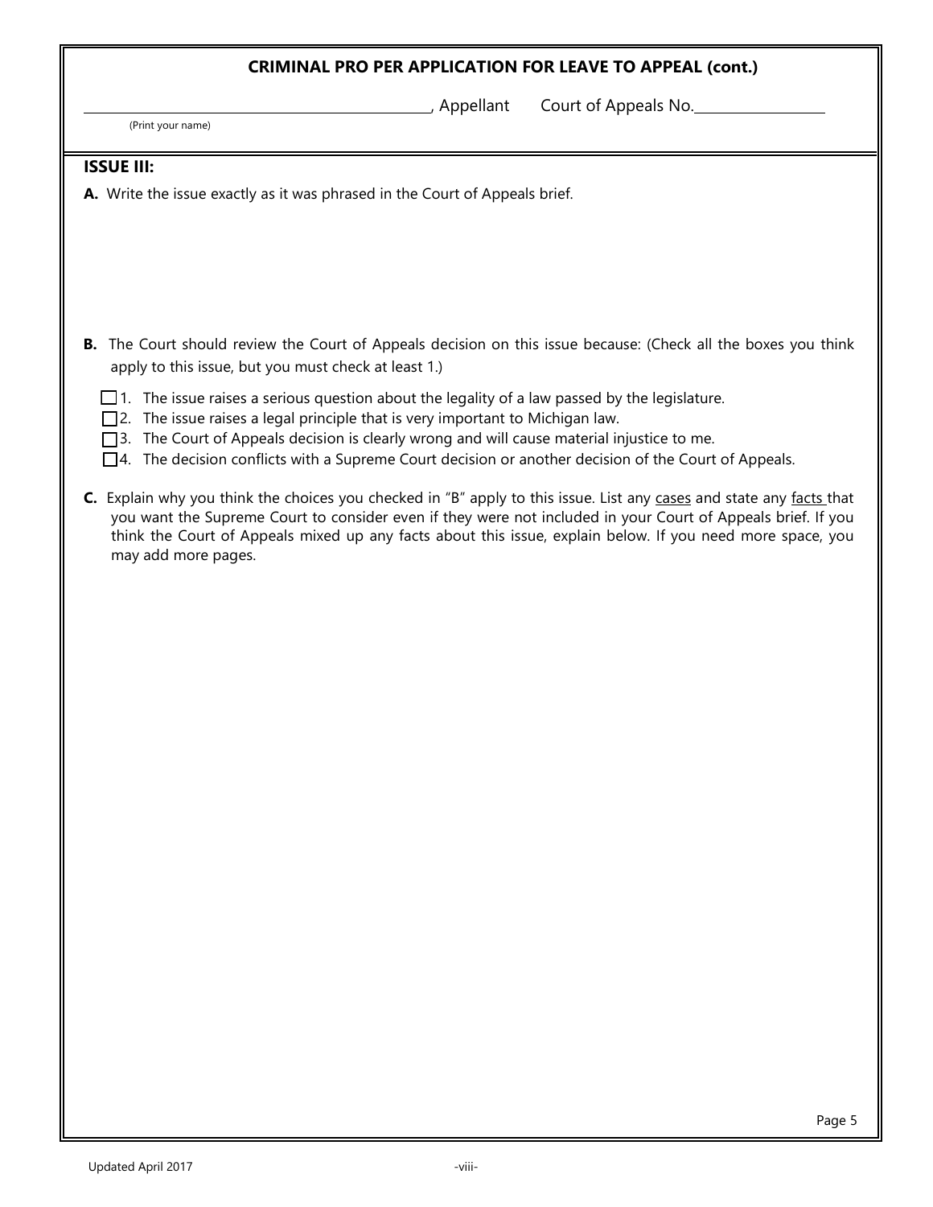## CRIMINAL PRO PER APPLICATION FOR LEAVE TO APPEAL (cont.)

______________________________, Appellant     Court of Appeals No.______________

(Print your name)

### ISSUE III:

**A.** Write the issue exactly as it was phrased in the Court of Appeals brief.

**B.** The Court should review the Court of Appeals decision on this issue because: (Check all the boxes you think apply to this issue, but you must check at least 1.)

- ☐ 1. The issue raises a serious question about the legality of a law passed by the legislature.
- ☐ 2. The issue raises a legal principle that is very important to Michigan law.
- ☐ 3. The Court of Appeals decision is clearly wrong and will cause material injustice to me.
- ☐ 4. The decision conflicts with a Supreme Court decision or another decision of the Court of Appeals.

**C.** Explain why you think the choices you checked in "B" apply to this issue. List any cases and state any facts that you want the Supreme Court to consider even if they were not included in your Court of Appeals brief. If you think the Court of Appeals mixed up any facts about this issue, explain below. If you need more space, you may add more pages.

Page 5

Updated April 2017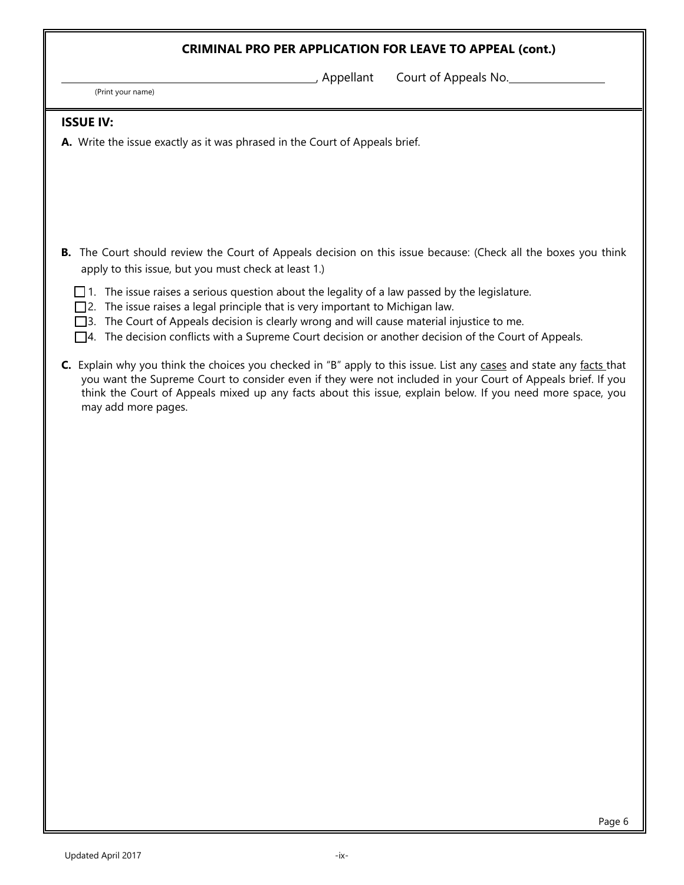## CRIMINAL PRO PER APPLICATION FOR LEAVE TO APPEAL (cont.)

\_\_\_\_\_\_\_\_\_\_\_\_\_\_\_\_\_\_\_\_\_\_\_\_\_\_\_\_\_\_, Appellant     Court of Appeals No.\_\_\_\_\_\_\_\_\_\_\_\_\_\_\_\_

(Print your name)

### ISSUE IV:

**A.** Write the issue exactly as it was phrased in the Court of Appeals brief.

**B.** The Court should review the Court of Appeals decision on this issue because: (Check all the boxes you think apply to this issue, but you must check at least 1.)

- ☐ 1. The issue raises a serious question about the legality of a law passed by the legislature.
- ☐ 2. The issue raises a legal principle that is very important to Michigan law.
- ☐ 3. The Court of Appeals decision is clearly wrong and will cause material injustice to me.
- ☐ 4. The decision conflicts with a Supreme Court decision or another decision of the Court of Appeals.

**C.** Explain why you think the choices you checked in "B" apply to this issue. List any cases and state any facts that you want the Supreme Court to consider even if they were not included in your Court of Appeals brief. If you think the Court of Appeals mixed up any facts about this issue, explain below. If you need more space, you may add more pages.

Page 6

Updated April 2017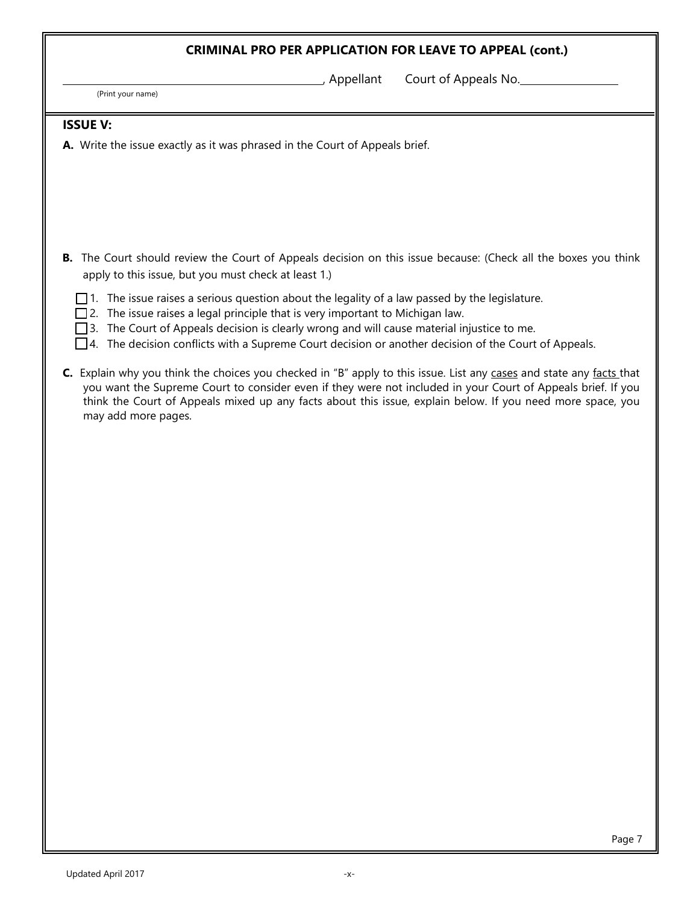## CRIMINAL PRO PER APPLICATION FOR LEAVE TO APPEAL (cont.)

\_\_\_\_\_\_\_\_\_\_\_\_\_\_\_\_\_\_\_\_\_\_\_\_\_\_\_\_\_\_\_\_\_\_\_\_\_\_\_\_, Appellant Court of Appeals No.\_\_\_\_\_\_\_\_\_\_\_\_\_\_\_\_
(Print your name)

### ISSUE V:

**A.** Write the issue exactly as it was phrased in the Court of Appeals brief.

**B.** The Court should review the Court of Appeals decision on this issue because: (Check all the boxes you think apply to this issue, but you must check at least 1.)

- ☐ 1. The issue raises a serious question about the legality of a law passed by the legislature.
- ☐ 2. The issue raises a legal principle that is very important to Michigan law.
- ☐ 3. The Court of Appeals decision is clearly wrong and will cause material injustice to me.
- ☐ 4. The decision conflicts with a Supreme Court decision or another decision of the Court of Appeals.

**C.** Explain why you think the choices you checked in "B" apply to this issue. List any cases and state any facts that you want the Supreme Court to consider even if they were not included in your Court of Appeals brief. If you think the Court of Appeals mixed up any facts about this issue, explain below. If you need more space, you may add more pages.

Updated April 2017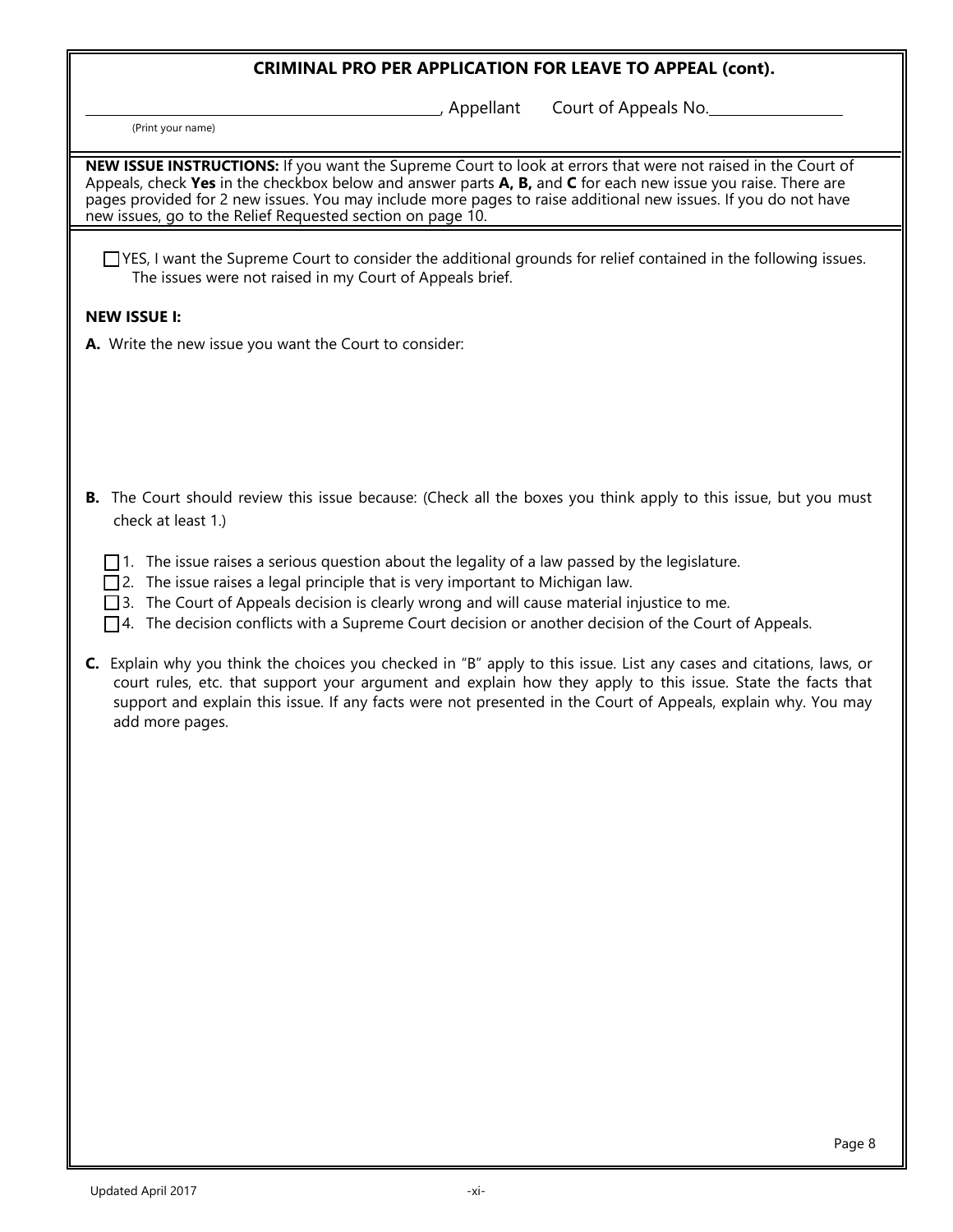## CRIMINAL PRO PER APPLICATION FOR LEAVE TO APPEAL (cont).

\_\_\_\_\_\_\_\_\_\_\_\_\_\_\_\_\_\_\_\_\_\_\_\_\_\_\_\_\_\_\_\_, Appellant      Court of Appeals No.\_\_\_\_\_\_\_\_\_\_\_\_\_\_\_\_

(Print your name)

**NEW ISSUE INSTRUCTIONS:** If you want the Supreme Court to look at errors that were not raised in the Court of Appeals, check **Yes** in the checkbox below and answer parts **A, B,** and **C** for each new issue you raise. There are pages provided for 2 new issues. You may include more pages to raise additional new issues. If you do not have new issues, go to the Relief Requested section on page 10.

☐ YES, I want the Supreme Court to consider the additional grounds for relief contained in the following issues. The issues were not raised in my Court of Appeals brief.

**NEW ISSUE I:**

**A.** Write the new issue you want the Court to consider:

**B.** The Court should review this issue because: (Check all the boxes you think apply to this issue, but you must check at least 1.)

☐ 1. The issue raises a serious question about the legality of a law passed by the legislature.
☐ 2. The issue raises a legal principle that is very important to Michigan law.
☐ 3. The Court of Appeals decision is clearly wrong and will cause material injustice to me.
☐ 4. The decision conflicts with a Supreme Court decision or another decision of the Court of Appeals.

**C.** Explain why you think the choices you checked in "B" apply to this issue. List any cases and citations, laws, or court rules, etc. that support your argument and explain how they apply to this issue. State the facts that support and explain this issue. If any facts were not presented in the Court of Appeals, explain why. You may add more pages.

Updated April 2017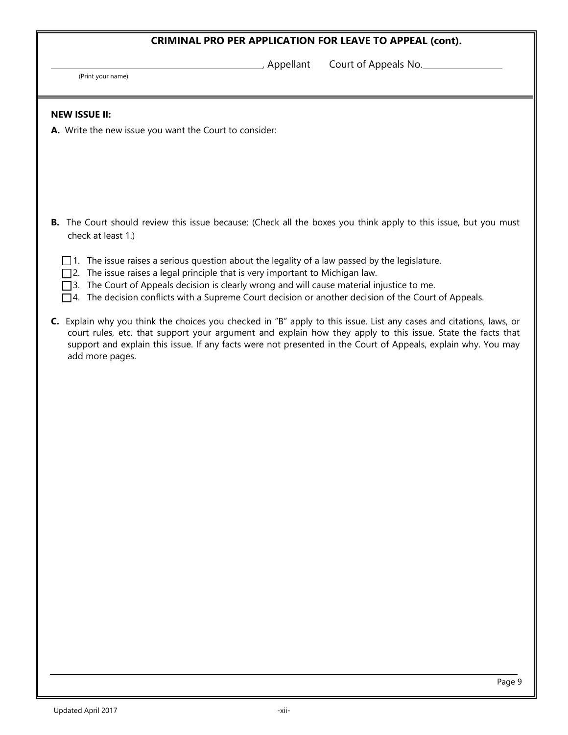## CRIMINAL PRO PER APPLICATION FOR LEAVE TO APPEAL (cont).

______________________________, Appellant     Court of Appeals No.____________

(Print your name)

**NEW ISSUE II:**

**A.** Write the new issue you want the Court to consider:

**B.** The Court should review this issue because: (Check all the boxes you think apply to this issue, but you must check at least 1.)

- ☐ 1. The issue raises a serious question about the legality of a law passed by the legislature.
- ☐ 2. The issue raises a legal principle that is very important to Michigan law.
- ☐ 3. The Court of Appeals decision is clearly wrong and will cause material injustice to me.
- ☐ 4. The decision conflicts with a Supreme Court decision or another decision of the Court of Appeals.

**C.** Explain why you think the choices you checked in "B" apply to this issue. List any cases and citations, laws, or court rules, etc. that support your argument and explain how they apply to this issue. State the facts that support and explain this issue. If any facts were not presented in the Court of Appeals, explain why. You may add more pages.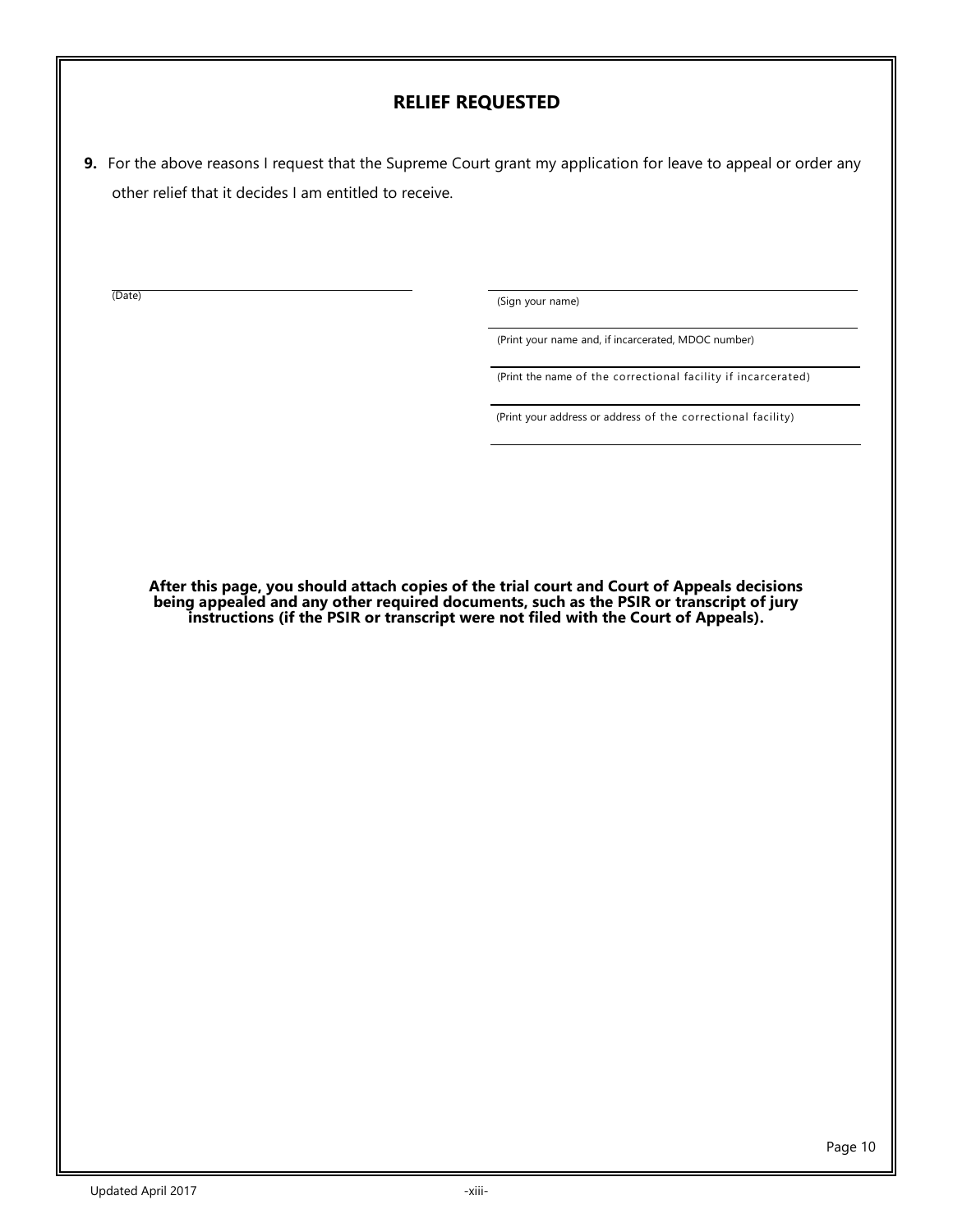## RELIEF REQUESTED

**9.** For the above reasons I request that the Supreme Court grant my application for leave to appeal or order any other relief that it decides I am entitled to receive.

_______________________________ (Date)

_______________________________ (Sign your name)

_______________________________ (Print your name and, if incarcerated, MDOC number)

_______________________________ (Print the name of the correctional facility if incarcerated)

_______________________________ (Print your address or address of the correctional facility)

_______________________________

**After this page, you should attach copies of the trial court and Court of Appeals decisions being appealed and any other required documents, such as the PSIR or transcript of jury instructions (if the PSIR or transcript were not filed with the Court of Appeals).**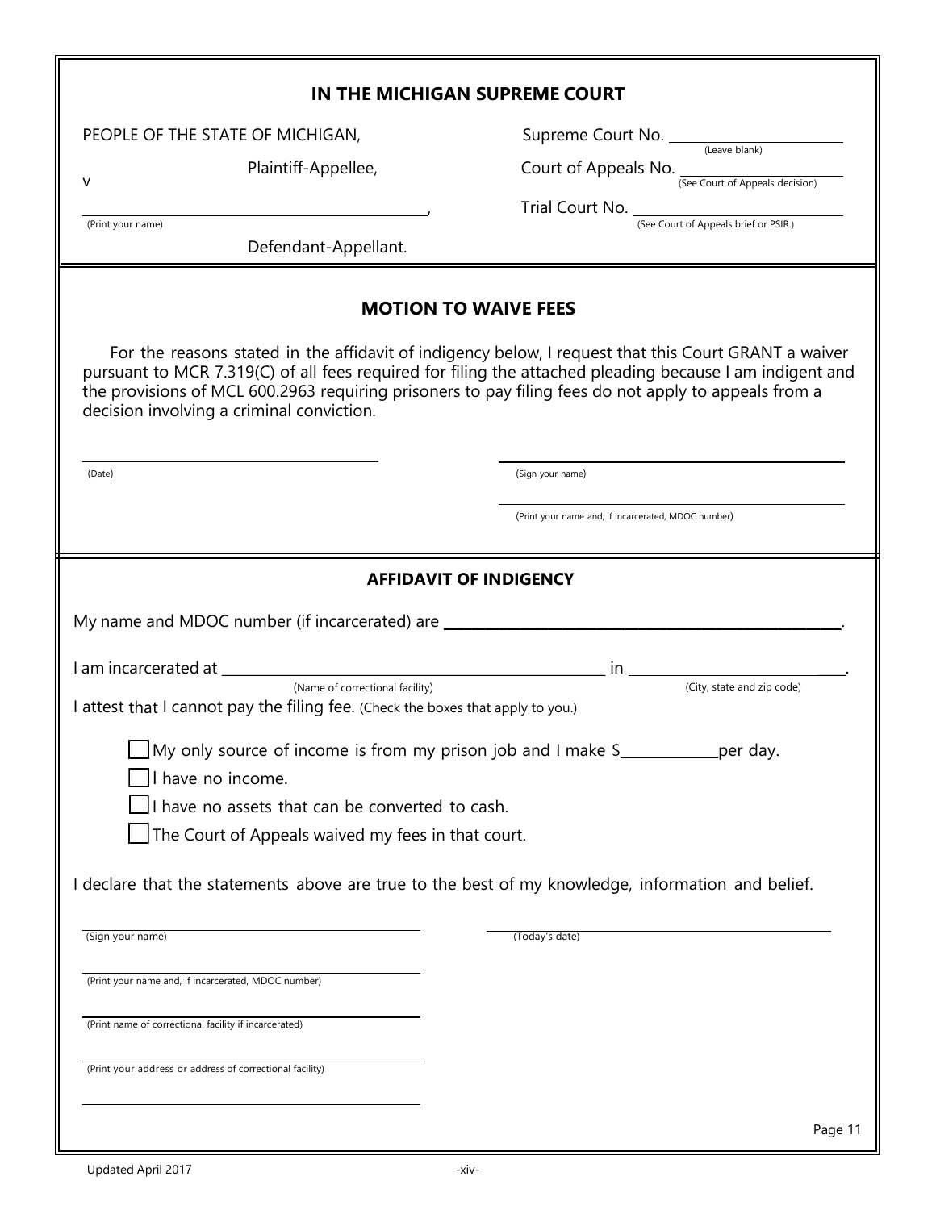## IN THE MICHIGAN SUPREME COURT

PEOPLE OF THE STATE OF MICHIGAN,

Plaintiff-Appellee,

v

______________________________,
(Print your name)

Defendant-Appellant.

Supreme Court No. ____________ (Leave blank)

Court of Appeals No. ____________ (See Court of Appeals decision)

Trial Court No. ____________ (See Court of Appeals brief or PSIR.)

## MOTION TO WAIVE FEES

For the reasons stated in the affidavit of indigency below, I request that this Court GRANT a waiver pursuant to MCR 7.319(C) of all fees required for filing the attached pleading because I am indigent and the provisions of MCL 600.2963 requiring prisoners to pay filing fees do not apply to appeals from a decision involving a criminal conviction.

______________________________
(Date)

______________________________
(Sign your name)

______________________________
(Print your name and, if incarcerated, MDOC number)

## AFFIDAVIT OF INDIGENCY

My name and MDOC number (if incarcerated) are ______________________________.

I am incarcerated at ______________________________ in ______________________________.
(Name of correctional facility) (City, state and zip code)

I attest that I cannot pay the filing fee. (Check the boxes that apply to you.)

- ☐ My only source of income is from my prison job and I make $__________ per day.
- ☐ I have no income.
- ☐ I have no assets that can be converted to cash.
- ☐ The Court of Appeals waived my fees in that court.

I declare that the statements above are true to the best of my knowledge, information and belief.

______________________________
(Sign your name)

______________________________
(Today's date)

______________________________
(Print your name and, if incarcerated, MDOC number)

______________________________
(Print name of correctional facility if incarcerated)

______________________________
(Print your address or address of correctional facility)

______________________________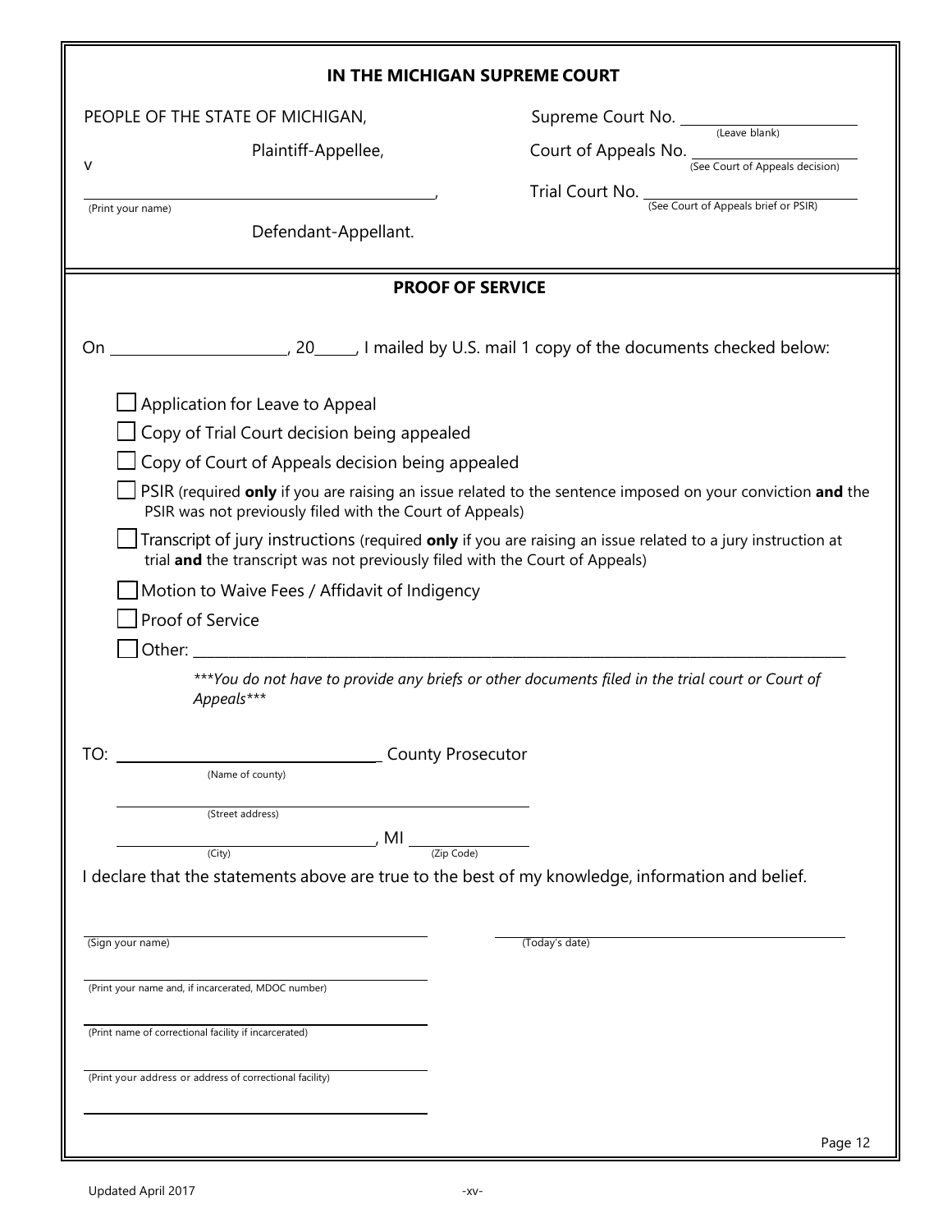**IN THE MICHIGAN SUPREME COURT**

PEOPLE OF THE STATE OF MICHIGAN,

Plaintiff-Appellee,

v

_______________________________________,
(Print your name)

Defendant-Appellant.

Supreme Court No. ____________________
(Leave blank)

Court of Appeals No. ____________________
(See Court of Appeals decision)

Trial Court No. ____________________
(See Court of Appeals brief or PSIR)

**PROOF OF SERVICE**

On ____________________, 20____, I mailed by U.S. mail 1 copy of the documents checked below:

- ☐ Application for Leave to Appeal
- ☐ Copy of Trial Court decision being appealed
- ☐ Copy of Court of Appeals decision being appealed
- ☐ PSIR (required **only** if you are raising an issue related to the sentence imposed on your conviction **and** the PSIR was not previously filed with the Court of Appeals)
- ☐ Transcript of jury instructions (required **only** if you are raising an issue related to a jury instruction at trial **and** the transcript was not previously filed with the Court of Appeals)
- ☐ Motion to Waive Fees / Affidavit of Indigency
- ☐ Proof of Service
- ☐ Other: ____________________________________________

****You do not have to provide any briefs or other documents filed in the trial court or Court of Appeals****

TO: ______________________________ County Prosecutor
(Name of county)

_______________________________________
(Street address)

______________________________, MI ______________
(City) (Zip Code)

I declare that the statements above are true to the best of my knowledge, information and belief.

_______________________________________ _______________________________________
(Sign your name) (Today's date)

_______________________________________
(Print your name and, if incarcerated, MDOC number)

_______________________________________
(Print name of correctional facility if incarcerated)

_______________________________________
(Print your address or address of correctional facility)

_______________________________________

Page 12

Updated April 2017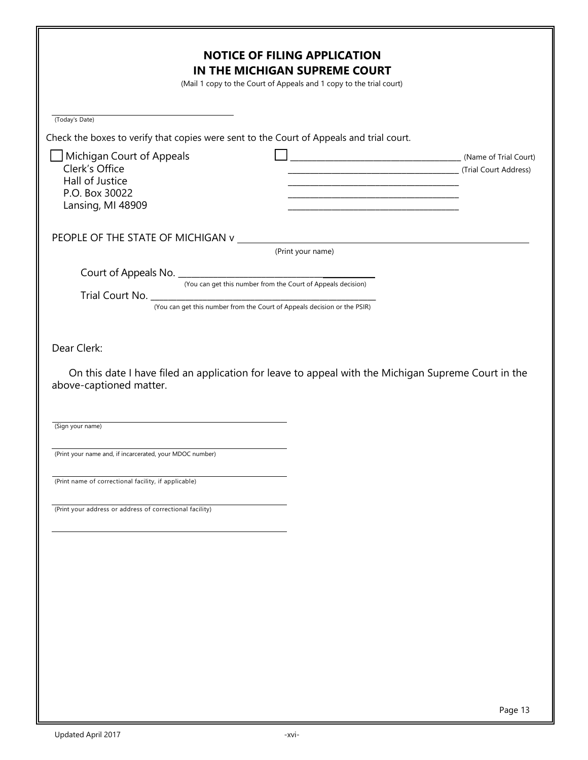# NOTICE OF FILING APPLICATION IN THE MICHIGAN SUPREME COURT

(Mail 1 copy to the Court of Appeals and 1 copy to the trial court)

______________________________
(Today's Date)

Check the boxes to verify that copies were sent to the Court of Appeals and trial court.

☐ Michigan Court of Appeals
Clerk's Office
Hall of Justice
P.O. Box 30022
Lansing, MI 48909

☐ ______________________________ (Name of Trial Court)
______________________________ (Trial Court Address)
______________________________
______________________________
______________________________

PEOPLE OF THE STATE OF MICHIGAN v ______________________________
(Print your name)

Court of Appeals No. ______________________________
(You can get this number from the Court of Appeals decision)

Trial Court No. ______________________________
(You can get this number from the Court of Appeals decision or the PSIR)

Dear Clerk:

On this date I have filed an application for leave to appeal with the Michigan Supreme Court in the above-captioned matter.

______________________________
(Sign your name)

______________________________
(Print your name and, if incarcerated, your MDOC number)

______________________________
(Print name of correctional facility, if applicable)

______________________________
(Print your address or address of correctional facility)

______________________________

Page 13

Updated April 2017